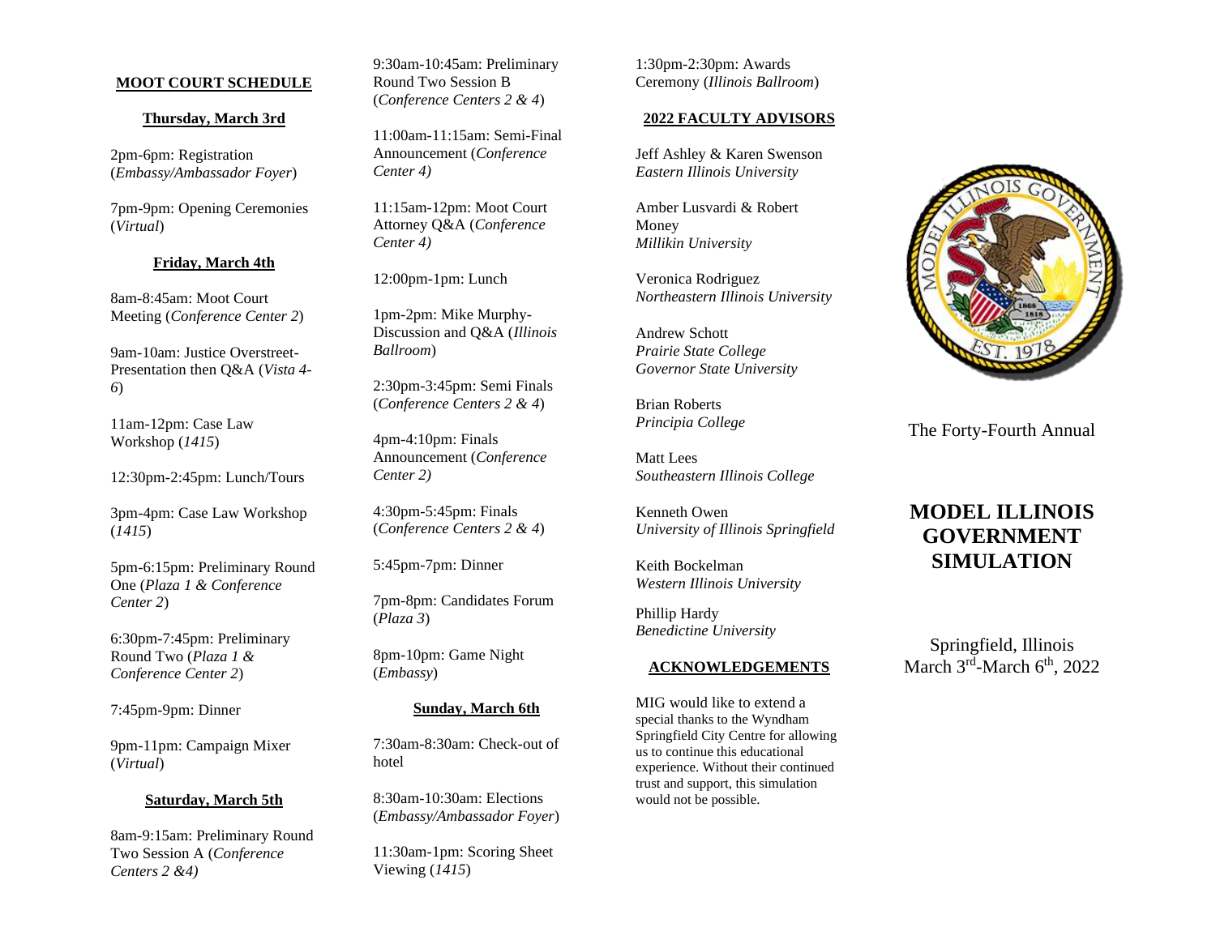## MOOT COURT SCHEDULE

### Thursday, March 3rd

2pm-6pm: Registration (*Embassy/Ambassador Foyer*)

7pm-9pm: Opening Ceremonies (*Virtual*)

### Friday, March 4th

8am-8:45am: Moot Court Meeting (*Conference Center 2*)

9am-10am: Justice Overstreet- Presentation then Q&A (*Vista 4-6*)

11am-12pm: Case Law Workshop (*1415*)

12:30pm-2:45pm: Lunch/Tours

3pm-4pm: Case Law Workshop (*1415*)

5pm-6:15pm: Preliminary Round One (*Plaza 1 & Conference Center 2*)

6:30pm-7:45pm: Preliminary Round Two (*Plaza 1 & Conference Center 2*)

7:45pm-9pm: Dinner

9pm-11pm: Campaign Mixer (*Virtual*)

### Saturday, March 5th

8am-9:15am: Preliminary Round Two Session A (*Conference Centers 2 &4)*

9:30am-10:45am: Preliminary Round Two Session B (*Conference Centers 2 & 4*)

11:00am-11:15am: Semi-Final Announcement (*Conference Center 4)*

11:15am-12pm: Moot Court Attorney Q&A (*Conference Center 4)*

12:00pm-1pm: Lunch

1pm-2pm: Mike Murphy- Discussion and Q&A (*Illinois Ballroom*)

2:30pm-3:45pm: Semi Finals (*Conference Centers 2 & 4*)

4pm-4:10pm: Finals Announcement (*Conference Center 2)*

4:30pm-5:45pm: Finals (*Conference Centers 2 & 4*)

5:45pm-7pm: Dinner

7pm-8pm: Candidates Forum (*Plaza 3*)

8pm-10pm: Game Night (*Embassy*)

### Sunday, March 6th

7:30am-8:30am: Check-out of hotel

8:30am-10:30am: Elections (*Embassy/Ambassador Foyer*)

11:30am-1pm: Scoring Sheet Viewing (*1415*)

1:30pm-2:30pm: Awards Ceremony (*Illinois Ballroom*)

## 2022 FACULTY ADVISORS

Jeff Ashley & Karen Swenson
*Eastern Illinois University*

Amber Lusvardi & Robert Money
*Millikin University*

Veronica Rodriguez
*Northeastern Illinois University*

Andrew Schott
*Prairie State College*
*Governor State University*

Brian Roberts
*Principia College*

Matt Lees
*Southeastern Illinois College*

Kenneth Owen
*University of Illinois Springfield*

Keith Bockelman
*Western Illinois University*

Phillip Hardy
*Benedictine University*

## ACKNOWLEDGEMENTS

MIG would like to extend a special thanks to the Wyndham Springfield City Centre for allowing us to continue this educational experience. Without their continued trust and support, this simulation would not be possible.

The Forty-Fourth Annual

# MODEL ILLINOIS GOVERNMENT SIMULATION

Springfield, Illinois
March 3rd-March 6th, 2022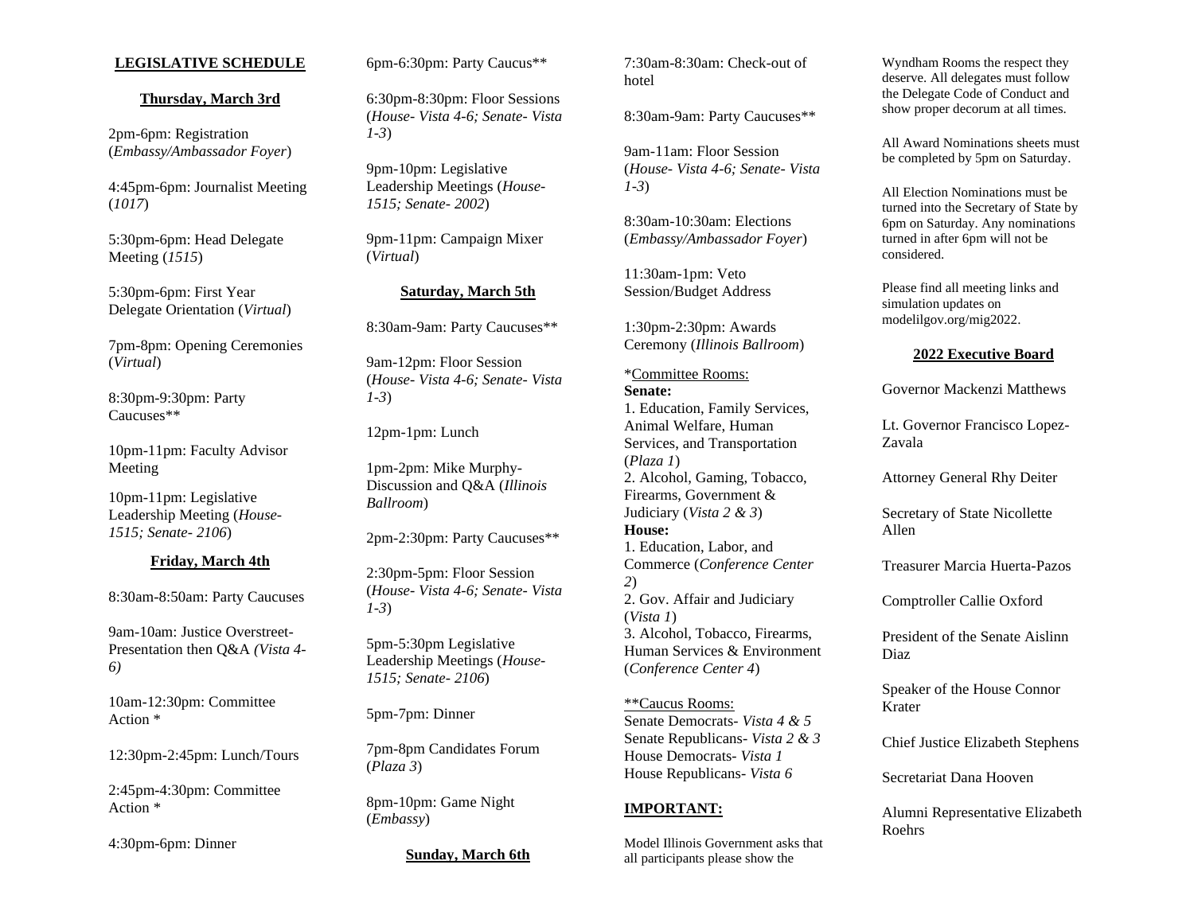## LEGISLATIVE SCHEDULE

### Thursday, March 3rd

2pm-6pm: Registration (*Embassy/Ambassador Foyer*)

4:45pm-6pm: Journalist Meeting (*1017*)

5:30pm-6pm: Head Delegate Meeting (*1515*)

5:30pm-6pm: First Year Delegate Orientation (*Virtual*)

7pm-8pm: Opening Ceremonies (*Virtual*)

8:30pm-9:30pm: Party Caucuses**

10pm-11pm: Faculty Advisor Meeting

10pm-11pm: Legislative Leadership Meeting (*House-1515; Senate- 2106*)

### Friday, March 4th

8:30am-8:50am: Party Caucuses

9am-10am: Justice Overstreet-Presentation then Q&A *(Vista 4-6)*

10am-12:30pm: Committee Action *

12:30pm-2:45pm: Lunch/Tours

2:45pm-4:30pm: Committee Action *

4:30pm-6pm: Dinner

6pm-6:30pm: Party Caucus**

6:30pm-8:30pm: Floor Sessions (*House- Vista 4-6; Senate- Vista 1-3*)

9pm-10pm: Legislative Leadership Meetings (*House-1515; Senate- 2002*)

9pm-11pm: Campaign Mixer (*Virtual*)

### Saturday, March 5th

8:30am-9am: Party Caucuses**

9am-12pm: Floor Session (*House- Vista 4-6; Senate- Vista 1-3*)

12pm-1pm: Lunch

1pm-2pm: Mike Murphy-Discussion and Q&A (*Illinois Ballroom*)

2pm-2:30pm: Party Caucuses**

2:30pm-5pm: Floor Session (*House- Vista 4-6; Senate- Vista 1-3*)

5pm-5:30pm Legislative Leadership Meetings (*House-1515; Senate- 2106*)

5pm-7pm: Dinner

7pm-8pm Candidates Forum (*Plaza 3*)

8pm-10pm: Game Night (*Embassy*)

### Sunday, March 6th

7:30am-8:30am: Check-out of hotel

8:30am-9am: Party Caucuses**

9am-11am: Floor Session (*House- Vista 4-6; Senate- Vista 1-3*)

8:30am-10:30am: Elections (*Embassy/Ambassador Foyer*)

11:30am-1pm: Veto Session/Budget Address

1:30pm-2:30pm: Awards Ceremony (*Illinois Ballroom*)

*Committee Rooms:

**Senate:**

1. Education, Family Services, Animal Welfare, Human Services, and Transportation (*Plaza 1*)
2. Alcohol, Gaming, Tobacco, Firearms, Government & Judiciary (*Vista 2 & 3*)

**House:**

1. Education, Labor, and Commerce (*Conference Center 2*)
2. Gov. Affair and Judiciary (*Vista 1*)
3. Alcohol, Tobacco, Firearms, Human Services & Environment (*Conference Center 4*)

**Caucus Rooms:

Senate Democrats- *Vista 4 & 5*
Senate Republicans- *Vista 2 & 3*
House Democrats- *Vista 1*
House Republicans- *Vista 6*

## IMPORTANT:

Model Illinois Government asks that all participants please show the Wyndham Rooms the respect they deserve. All delegates must follow the Delegate Code of Conduct and show proper decorum at all times.

All Award Nominations sheets must be completed by 5pm on Saturday.

All Election Nominations must be turned into the Secretary of State by 6pm on Saturday. Any nominations turned in after 6pm will not be considered.

Please find all meeting links and simulation updates on modelilgov.org/mig2022.

## 2022 Executive Board

Governor Mackenzi Matthews

Lt. Governor Francisco Lopez-Zavala

Attorney General Rhy Deiter

Secretary of State Nicollette Allen

Treasurer Marcia Huerta-Pazos

Comptroller Callie Oxford

President of the Senate Aislinn Diaz

Speaker of the House Connor Krater

Chief Justice Elizabeth Stephens

Secretariat Dana Hooven

Alumni Representative Elizabeth Roehrs